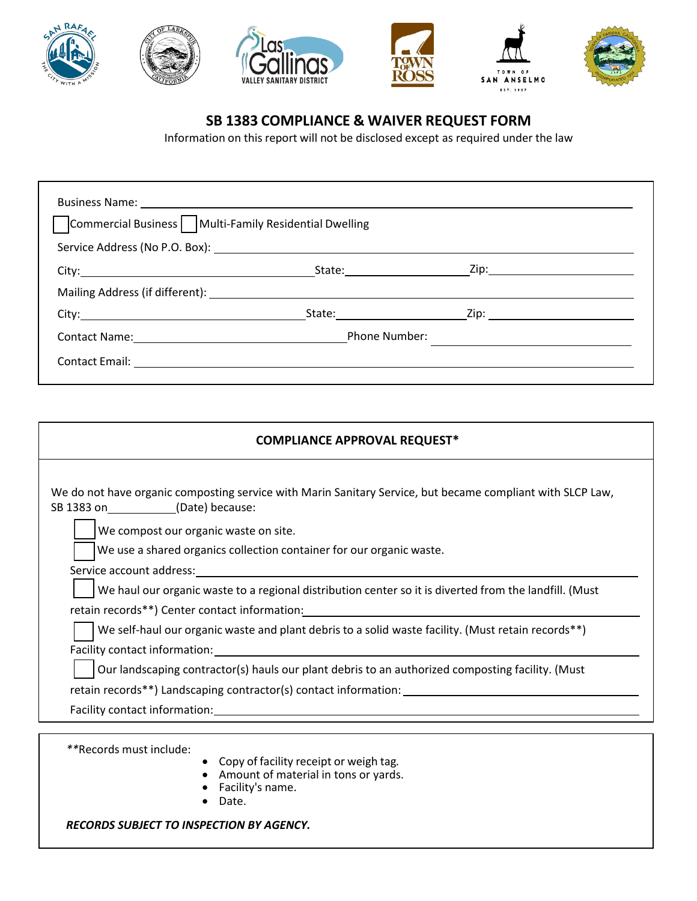# SB 1383 COMPLIANCE & WAIVER REQUEST FORM

Information on this report will not be disclosed except as required under the law

Business Name: ______________________________

☐ Commercial Business ☐ Multi-Family Residential Dwelling

Service Address (No P.O. Box): ______________________________

City: ______________ State: ______________ Zip: ______________

Mailing Address (if different): ______________________________

City: ______________ State: ______________ Zip: ______________

Contact Name: ______________ Phone Number: ______________

Contact Email: ______________________________

## COMPLIANCE APPROVAL REQUEST*

We do not have organic composting service with Marin Sanitary Service, but became compliant with SLCP Law, SB 1383 on __________(Date) because:

☐ We compost our organic waste on site.

☐ We use a shared organics collection container for our organic waste.

Service account address: ______________________________

☐ We haul our organic waste to a regional distribution center so it is diverted from the landfill. (Must retain records**) Center contact information: ______________________________

☐ We self-haul our organic waste and plant debris to a solid waste facility. (Must retain records**)

Facility contact information: ______________________________

☐ Our landscaping contractor(s) hauls our plant debris to an authorized composting facility. (Must retain records**) Landscaping contractor(s) contact information: ______________________________

Facility contact information: ______________________________

**Records must include:

- Copy of facility receipt or weigh tag.
- Amount of material in tons or yards.
- Facility's name.
- Date.

***RECORDS SUBJECT TO INSPECTION BY AGENCY.***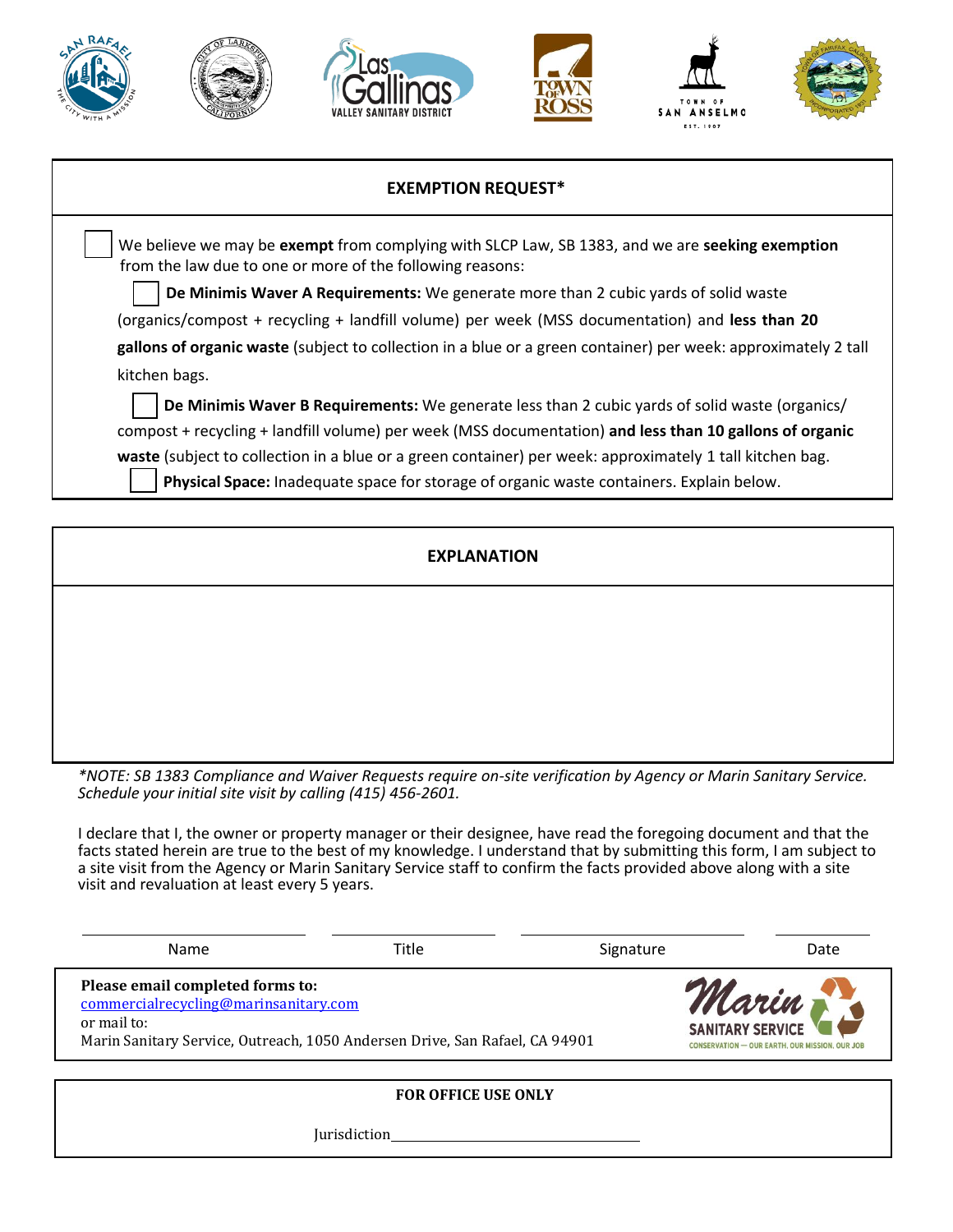## EXEMPTION REQUEST*

☐ We believe we may be **exempt** from complying with SLCP Law, SB 1383, and we are **seeking exemption** from the law due to one or more of the following reasons:

☐ **De Minimis Waver A Requirements:** We generate more than 2 cubic yards of solid waste (organics/compost + recycling + landfill volume) per week (MSS documentation) and **less than 20 gallons of organic waste** (subject to collection in a blue or a green container) per week: approximately 2 tall kitchen bags.

☐ **De Minimis Waver B Requirements:** We generate less than 2 cubic yards of solid waste (organics/ compost + recycling + landfill volume) per week (MSS documentation) **and less than 10 gallons of organic waste** (subject to collection in a blue or a green container) per week: approximately 1 tall kitchen bag.

☐ **Physical Space:** Inadequate space for storage of organic waste containers. Explain below.

## EXPLANATION

*\*NOTE: SB 1383 Compliance and Waiver Requests require on-site verification by Agency or Marin Sanitary Service. Schedule your initial site visit by calling (415) 456-2601.*

I declare that I, the owner or property manager or their designee, have read the foregoing document and that the facts stated herein are true to the best of my knowledge. I understand that by submitting this form, I am subject to a site visit from the Agency or Marin Sanitary Service staff to confirm the facts provided above along with a site visit and revaluation at least every 5 years.

| Name | Title | Signature | Date |
|---|---|---|---|
| | | | |

**Please email completed forms to:**
commercialrecycling@marinsanitary.com
or mail to:
Marin Sanitary Service, Outreach, 1050 Andersen Drive, San Rafael, CA 94901

Marin SANITARY SERVICE
CONSERVATION — OUR EARTH, OUR MISSION, OUR JOB

**FOR OFFICE USE ONLY**

Jurisdiction\_\_\_\_\_\_\_\_\_\_\_\_\_\_\_\_\_\_\_\_\_\_\_\_\_\_\_\_\_\_